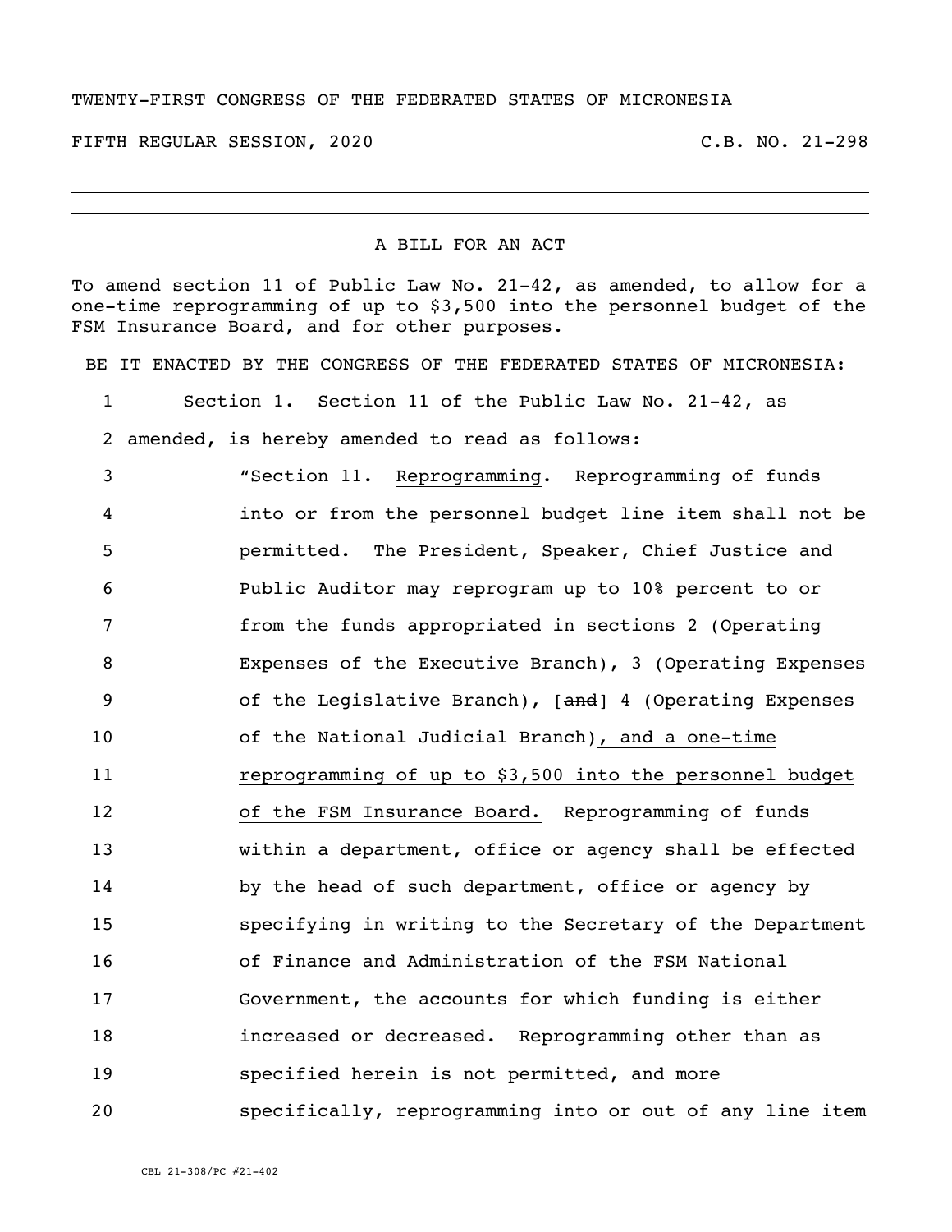TWENTY-FIRST CONGRESS OF THE FEDERATED STATES OF MICRONESIA

FIFTH REGULAR SESSION, 2020 C.B. NO. 21-298

---

A BILL FOR AN ACT

To amend section 11 of Public Law No. 21-42, as amended, to allow for a one-time reprogramming of up to $3,500 into the personnel budget of the FSM Insurance Board, and for other purposes.

BE IT ENACTED BY THE CONGRESS OF THE FEDERATED STATES OF MICRONESIA:

1 Section 1. Section 11 of the Public Law No. 21-42, as
2 amended, is hereby amended to read as follows:
3 "Section 11. Reprogramming. Reprogramming of funds
4 into or from the personnel budget line item shall not be
5 permitted. The President, Speaker, Chief Justice and
6 Public Auditor may reprogram up to 10% percent to or
7 from the funds appropriated in sections 2 (Operating
8 Expenses of the Executive Branch), 3 (Operating Expenses
9 of the Legislative Branch), [~~and~~] 4 (Operating Expenses
10 of the National Judicial Branch), and a one-time
11 reprogramming of up to $3,500 into the personnel budget
12 of the FSM Insurance Board. Reprogramming of funds
13 within a department, office or agency shall be effected
14 by the head of such department, office or agency by
15 specifying in writing to the Secretary of the Department
16 of Finance and Administration of the FSM National
17 Government, the accounts for which funding is either
18 increased or decreased. Reprogramming other than as
19 specified herein is not permitted, and more
20 specifically, reprogramming into or out of any line item

CBL 21-308/PC #21-402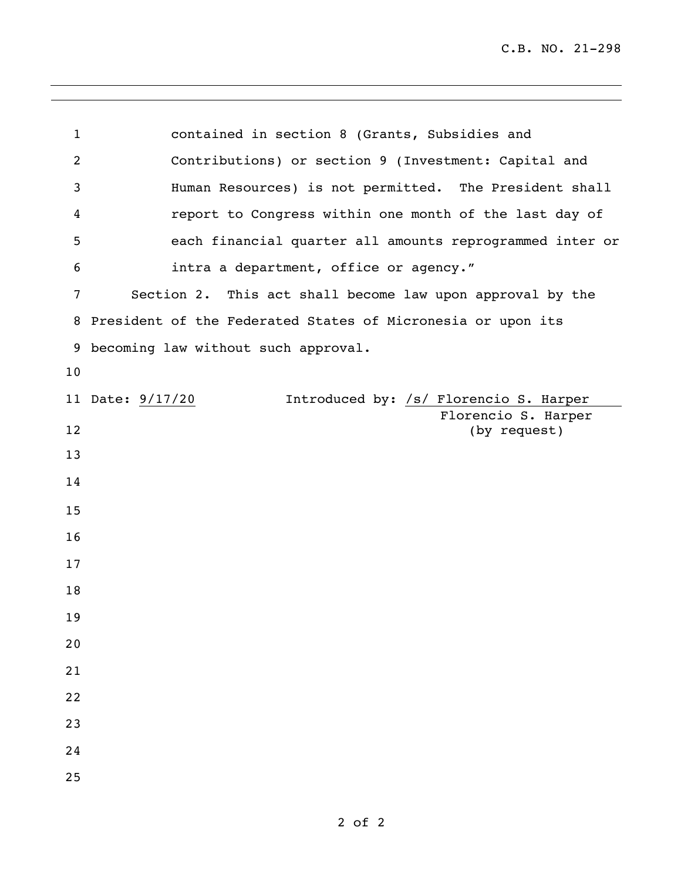contained in section 8 (Grants, Subsidies and Contributions) or section 9 (Investment: Capital and Human Resources) is not permitted. The President shall report to Congress within one month of the last day of each financial quarter all amounts reprogrammed inter or intra a department, office or agency."

Section 2. This act shall become law upon approval by the President of the Federated States of Micronesia or upon its becoming law without such approval.

Date: 9/17/20

Introduced by: /s/ Florencio S. Harper

Florencio S. Harper
(by request)